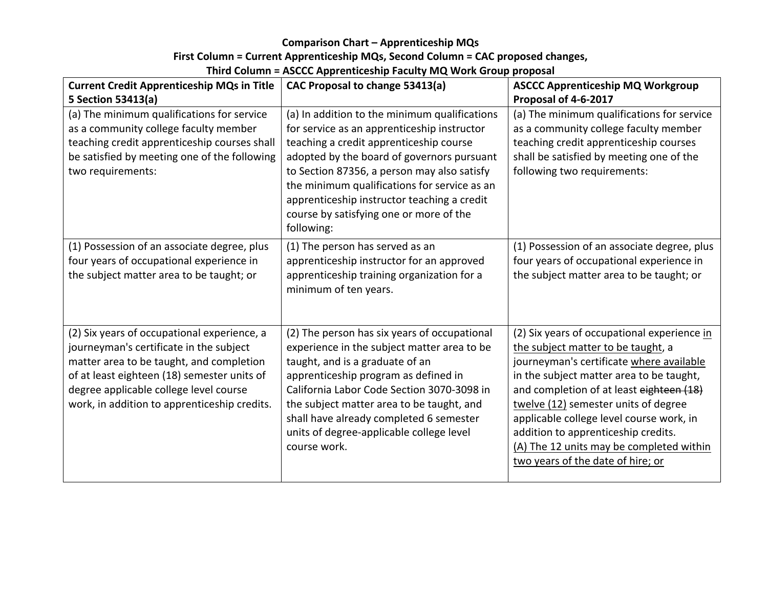**Comparison Chart – Apprenticeship MQs**
**First Column = Current Apprenticeship MQs, Second Column = CAC proposed changes,**
**Third Column = ASCCC Apprenticeship Faculty MQ Work Group proposal**

| **Current Credit Apprenticeship MQs in Title 5 Section 53413(a)** | **CAC Proposal to change 53413(a)** | **ASCCC Apprenticeship MQ Workgroup Proposal of 4-6-2017** |
|---|---|---|
| (a) The minimum qualifications for service as a community college faculty member teaching credit apprenticeship courses shall be satisfied by meeting one of the following two requirements: | (a) In addition to the minimum qualifications for service as an apprenticeship instructor teaching a credit apprenticeship course adopted by the board of governors pursuant to Section 87356, a person may also satisfy the minimum qualifications for service as an apprenticeship instructor teaching a credit course by satisfying one or more of the following: | (a) The minimum qualifications for service as a community college faculty member teaching credit apprenticeship courses shall be satisfied by meeting one of the following two requirements: |
| (1) Possession of an associate degree, plus four years of occupational experience in the subject matter area to be taught; or | (1) The person has served as an apprenticeship instructor for an approved apprenticeship training organization for a minimum of ten years. | (1) Possession of an associate degree, plus four years of occupational experience in the subject matter area to be taught; or |
| (2) Six years of occupational experience, a journeyman's certificate in the subject matter area to be taught, and completion of at least eighteen (18) semester units of degree applicable college level course work, in addition to apprenticeship credits. | (2) The person has six years of occupational experience in the subject matter area to be taught, and is a graduate of an apprenticeship program as defined in California Labor Code Section 3070-3098 in the subject matter area to be taught, and shall have already completed 6 semester units of degree-applicable college level course work. | (2) Six years of occupational experience <u>in the subject matter to be taught</u>, a journeyman's certificate <u>where available</u> in the subject matter area to be taught, and completion of at least ~~eighteen (18)~~ <u>twelve (12)</u> semester units of degree applicable college level course work, in addition to apprenticeship credits.<br><u>(A) The 12 units may be completed within two years of the date of hire; or</u> |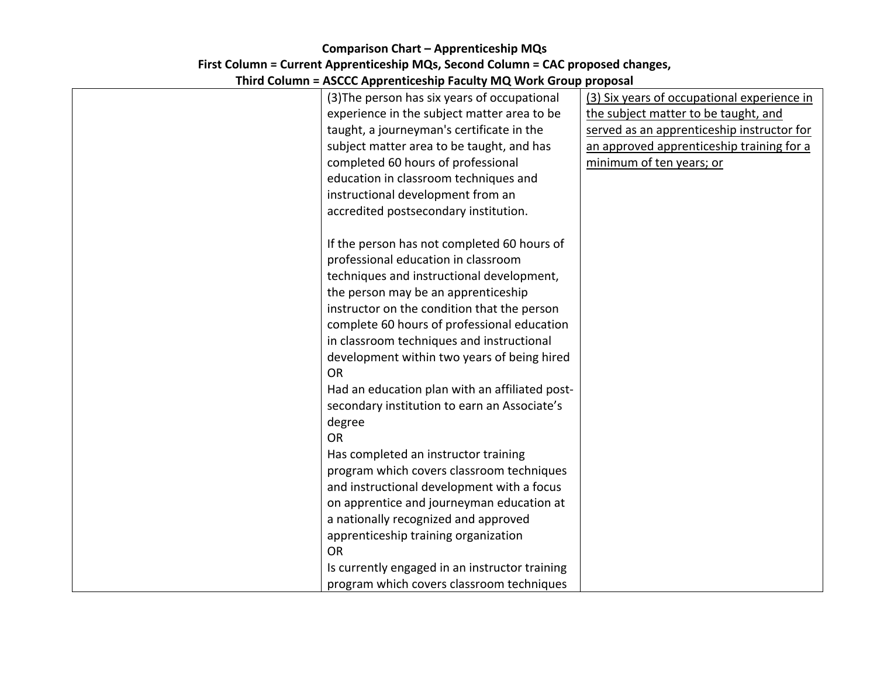**Comparison Chart – Apprenticeship MQs**
**First Column = Current Apprenticeship MQs, Second Column = CAC proposed changes,**
**Third Column = ASCCC Apprenticeship Faculty MQ Work Group proposal**

| | | |
|---|---|---|
| | (3)The person has six years of occupational experience in the subject matter area to be taught, a journeyman's certificate in the subject matter area to be taught, and has completed 60 hours of professional education in classroom techniques and instructional development from an accredited postsecondary institution.<br><br>If the person has not completed 60 hours of professional education in classroom techniques and instructional development, the person may be an apprenticeship instructor on the condition that the person complete 60 hours of professional education in classroom techniques and instructional development within two years of being hired<br>OR<br>Had an education plan with an affiliated post-secondary institution to earn an Associate's degree<br>OR<br>Has completed an instructor training program which covers classroom techniques and instructional development with a focus on apprentice and journeyman education at a nationally recognized and approved apprenticeship training organization<br>OR<br>Is currently engaged in an instructor training program which covers classroom techniques | <u>(3) Six years of occupational experience in the subject matter to be taught, and served as an apprenticeship instructor for an approved apprenticeship training for a minimum of ten years; or</u> |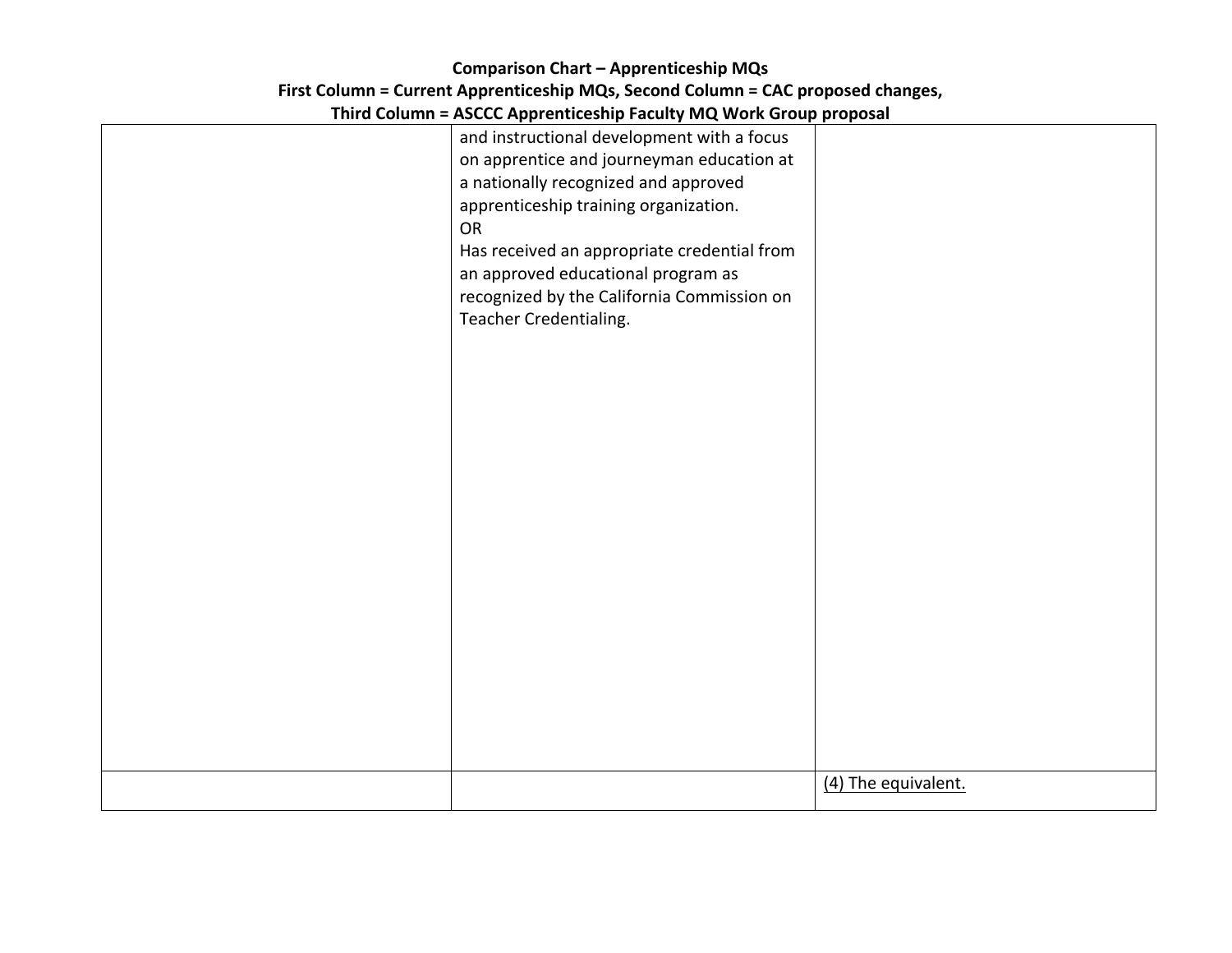**Comparison Chart – Apprenticeship MQs**
**First Column = Current Apprenticeship MQs, Second Column = CAC proposed changes,**
**Third Column = ASCCC Apprenticeship Faculty MQ Work Group proposal**

| | | |
|---|---|---|
| | and instructional development with a focus on apprentice and journeyman education at a nationally recognized and approved apprenticeship training organization.<br>OR<br>Has received an appropriate credential from an approved educational program as recognized by the California Commission on Teacher Credentialing. | |
| | | <u>(4) The equivalent.</u> |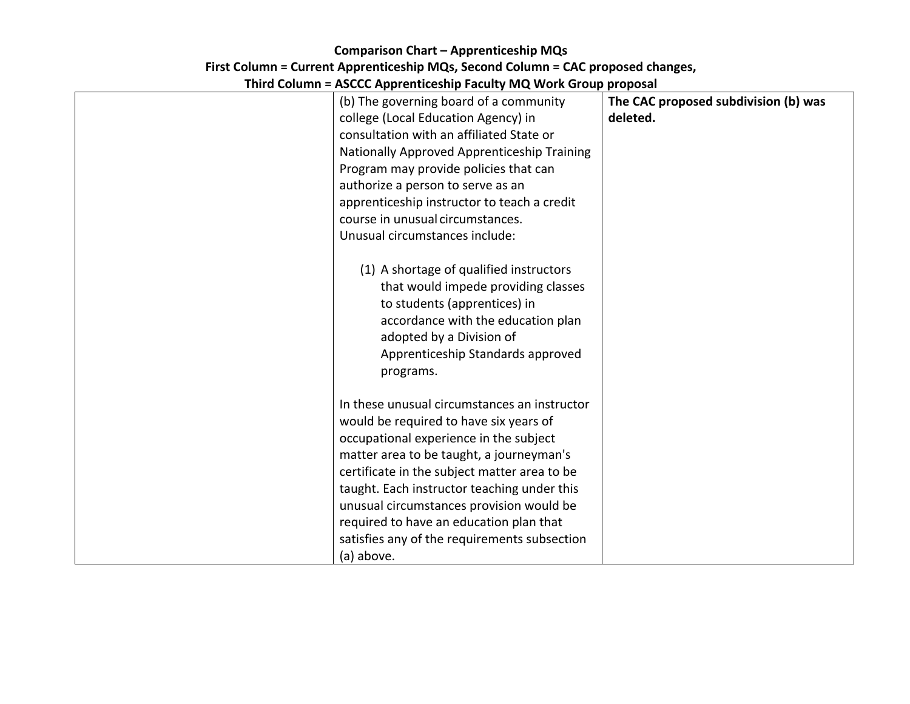**Comparison Chart – Apprenticeship MQs**
**First Column = Current Apprenticeship MQs, Second Column = CAC proposed changes,**
**Third Column = ASCCC Apprenticeship Faculty MQ Work Group proposal**

| | | |
|---|---|---|
| | (b) The governing board of a community college (Local Education Agency) in consultation with an affiliated State or Nationally Approved Apprenticeship Training Program may provide policies that can authorize a person to serve as an apprenticeship instructor to teach a credit course in unusual circumstances.<br>Unusual circumstances include:<br><br>(1) A shortage of qualified instructors that would impede providing classes to students (apprentices) in accordance with the education plan adopted by a Division of Apprenticeship Standards approved programs.<br><br>In these unusual circumstances an instructor would be required to have six years of occupational experience in the subject matter area to be taught, a journeyman's certificate in the subject matter area to be taught. Each instructor teaching under this unusual circumstances provision would be required to have an education plan that satisfies any of the requirements subsection (a) above. | **The CAC proposed subdivision (b) was deleted.** |